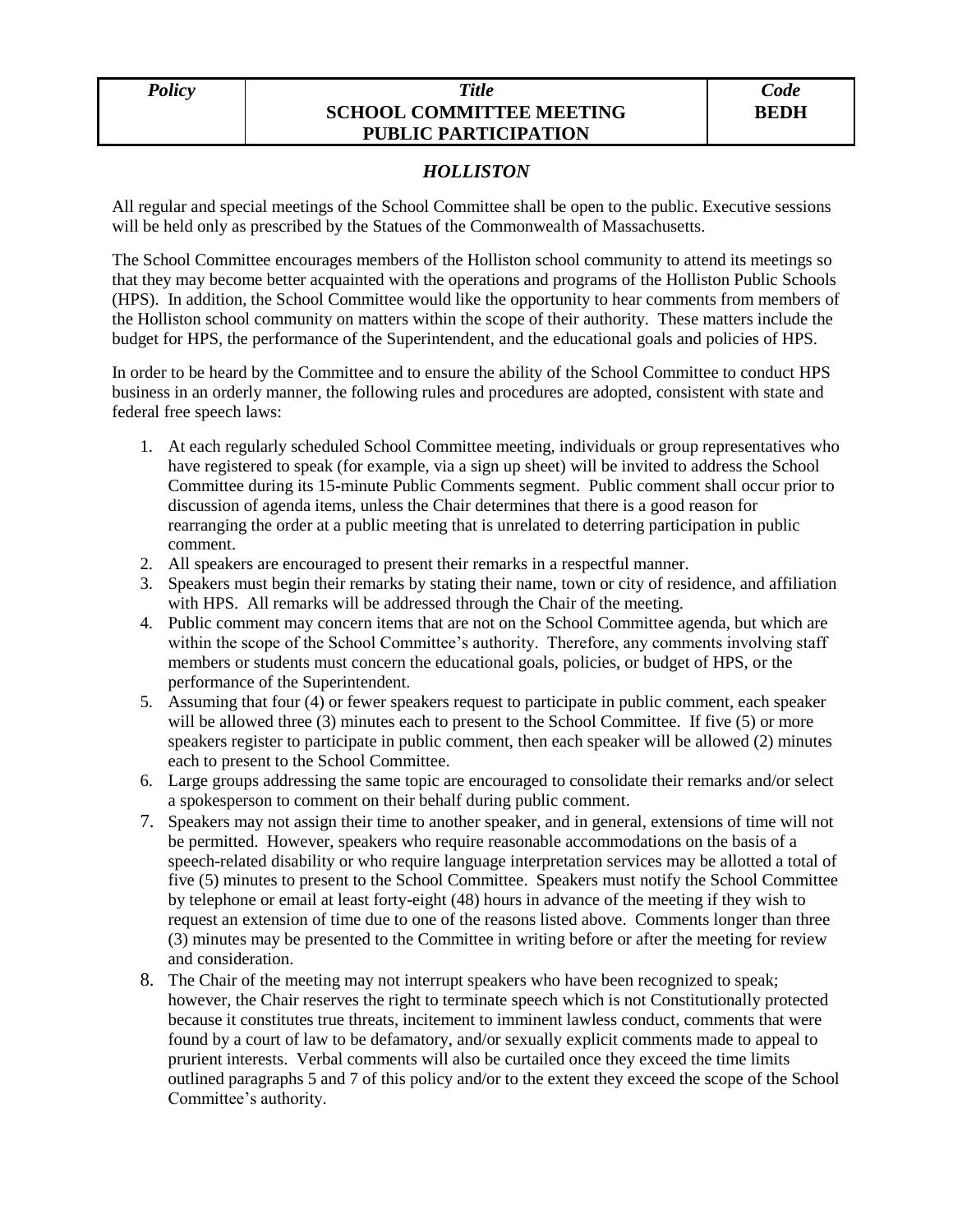| *Policy* | *Title* **SCHOOL COMMITTEE MEETING PUBLIC PARTICIPATION** | *Code* **BEDH** |
| --- | --- | --- |

## *HOLLISTON*

All regular and special meetings of the School Committee shall be open to the public. Executive sessions will be held only as prescribed by the Statues of the Commonwealth of Massachusetts.

The School Committee encourages members of the Holliston school community to attend its meetings so that they may become better acquainted with the operations and programs of the Holliston Public Schools (HPS). In addition, the School Committee would like the opportunity to hear comments from members of the Holliston school community on matters within the scope of their authority. These matters include the budget for HPS, the performance of the Superintendent, and the educational goals and policies of HPS.

In order to be heard by the Committee and to ensure the ability of the School Committee to conduct HPS business in an orderly manner, the following rules and procedures are adopted, consistent with state and federal free speech laws:

1. At each regularly scheduled School Committee meeting, individuals or group representatives who have registered to speak (for example, via a sign up sheet) will be invited to address the School Committee during its 15-minute Public Comments segment. Public comment shall occur prior to discussion of agenda items, unless the Chair determines that there is a good reason for rearranging the order at a public meeting that is unrelated to deterring participation in public comment.
2. All speakers are encouraged to present their remarks in a respectful manner.
3. Speakers must begin their remarks by stating their name, town or city of residence, and affiliation with HPS. All remarks will be addressed through the Chair of the meeting.
4. Public comment may concern items that are not on the School Committee agenda, but which are within the scope of the School Committee's authority. Therefore, any comments involving staff members or students must concern the educational goals, policies, or budget of HPS, or the performance of the Superintendent.
5. Assuming that four (4) or fewer speakers request to participate in public comment, each speaker will be allowed three (3) minutes each to present to the School Committee. If five (5) or more speakers register to participate in public comment, then each speaker will be allowed (2) minutes each to present to the School Committee.
6. Large groups addressing the same topic are encouraged to consolidate their remarks and/or select a spokesperson to comment on their behalf during public comment.
7. Speakers may not assign their time to another speaker, and in general, extensions of time will not be permitted. However, speakers who require reasonable accommodations on the basis of a speech-related disability or who require language interpretation services may be allotted a total of five (5) minutes to present to the School Committee. Speakers must notify the School Committee by telephone or email at least forty-eight (48) hours in advance of the meeting if they wish to request an extension of time due to one of the reasons listed above. Comments longer than three (3) minutes may be presented to the Committee in writing before or after the meeting for review and consideration.
8. The Chair of the meeting may not interrupt speakers who have been recognized to speak; however, the Chair reserves the right to terminate speech which is not Constitutionally protected because it constitutes true threats, incitement to imminent lawless conduct, comments that were found by a court of law to be defamatory, and/or sexually explicit comments made to appeal to prurient interests. Verbal comments will also be curtailed once they exceed the time limits outlined paragraphs 5 and 7 of this policy and/or to the extent they exceed the scope of the School Committee's authority.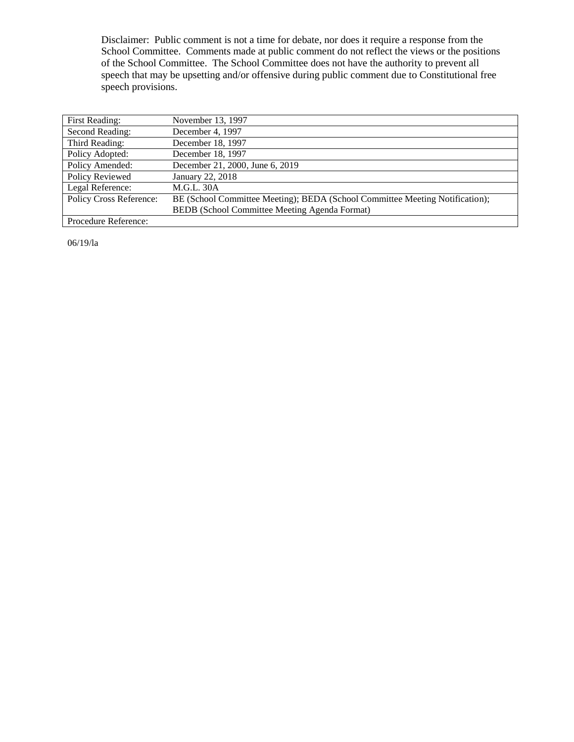Disclaimer: Public comment is not a time for debate, nor does it require a response from the School Committee. Comments made at public comment do not reflect the views or the positions of the School Committee. The School Committee does not have the authority to prevent all speech that may be upsetting and/or offensive during public comment due to Constitutional free speech provisions.

| | |
|---|---|
| First Reading: | November 13, 1997 |
| Second Reading: | December 4, 1997 |
| Third Reading: | December 18, 1997 |
| Policy Adopted: | December 18, 1997 |
| Policy Amended: | December 21, 2000, June 6, 2019 |
| Policy Reviewed | January 22, 2018 |
| Legal Reference: | M.G.L. 30A |
| Policy Cross Reference: | BE (School Committee Meeting); BEDA (School Committee Meeting Notification); BEDB (School Committee Meeting Agenda Format) |
| Procedure Reference: | |

06/19/la